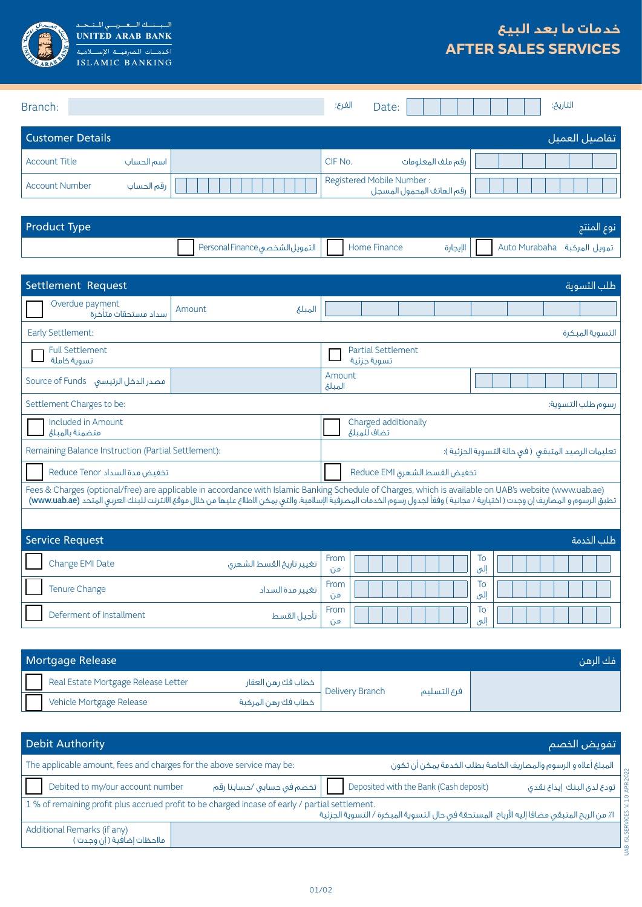UNITED ARAB BANK
البنك العربي المتحد
ISLAMIC BANKING
الخدمات المصرفية الإسلامية

# AFTER SALES SERVICES
# خدمات ما بعد البيع

| Branch: | | الفرع: | Date: | | التاريخ: |
|---|---|---|---|---|---|

## Customer Details — تفاصيل العميل

| Account Title اسم الحساب | | CIF No. رقم ملف المعلومات | |
|---|---|---|---|
| Account Number رقم الحساب | | Registered Mobile Number : رقم الهاتف المحمول المسجل | |

## Product Type — نوع المنتج

| ☐ Personal Finance التمويل الشخصي | ☐ Home Finance الإيجارة | ☐ Auto Murabaha تمويل المركبة |
|---|---|---|

## Settlement Request — طلب التسوية

| ☐ Overdue payment سداد مستحقات متأخرة | Amount المبلغ | |
|---|---|---|

Early Settlement: التسوية المبكرة

| ☐ Full Settlement تسوية كاملة | ☐ Partial Settlement تسوية جزئية |
|---|---|
| Source of Funds مصدر الدخل الرئيسي | Amount المبلغ |

Settlement Charges to be: رسوم طلب التسوية:

| ☐ Included in Amount متضمنة بالمبلغ | ☐ Charged additionally تضاف للمبلغ |
|---|---|

Remaining Balance Instruction (Partial Settlement): تعليمات الرصيد المتبقي ( في حالة التسوية الجزئية ):

| ☐ Reduce Tenor تخفيض مدة السداد | ☐ Reduce EMI تخفيض القسط الشهري |
|---|---|

Fees & Charges (optional/free) are applicable in accordance with Islamic Banking Schedule of Charges, which is available on UAB's website (www.uab.ae)
تطبق الرسوم و المصاريف إن وجدت ( اختيارية / مجانية ) وفقاً لجدول رسوم الخدمات المصرفية الإسلامية، والتي يمكن الاطلاع عليها من خلال موقع الانترنت للبنك العربي المتحد (www.uab.ae)

## Service Request — طلب الخدمة

| Service | From من | To إلى |
|---|---|---|
| ☐ Change EMI Date تغيير تاريخ القسط الشهري | | |
| ☐ Tenure Change تغيير مدة السداد | | |
| ☐ Deferment of Installment تأجيل القسط | | |

## Mortgage Release — فك الرهن

| ☐ Real Estate Mortgage Release Letter خطاب فك رهن العقار | Delivery Branch فرع التسليم | |
|---|---|---|
| ☐ Vehicle Mortgage Release خطاب فك رهن المركبة | | |

## Debit Authority — تفويض الخصم

The applicable amount, fees and charges for the above service may be: المبلغ أعلاه و الرسوم والمصاريف الخاصة بطلب الخدمة يمكن أن تكون

| ☐ Debited to my/our account number تخصم في حسابي /حسابنا رقم | ☐ Deposited with the Bank (Cash deposit) تودع لدى البنك إيداع نقدي |
|---|---|

1 % of remaining profit plus accrued profit to be charged incase of early / partial settlement.
٪1 من الربح المتبقي مضافا إليه الأرباح المستحقة في حال التسوية المبكرة / التسوية الجزئية

| Additional Remarks (if any) ملاحظات إضافية ( إن وجدت ) | |
|---|---|

UAB ISL SERVICES V. 1.0 APR 2022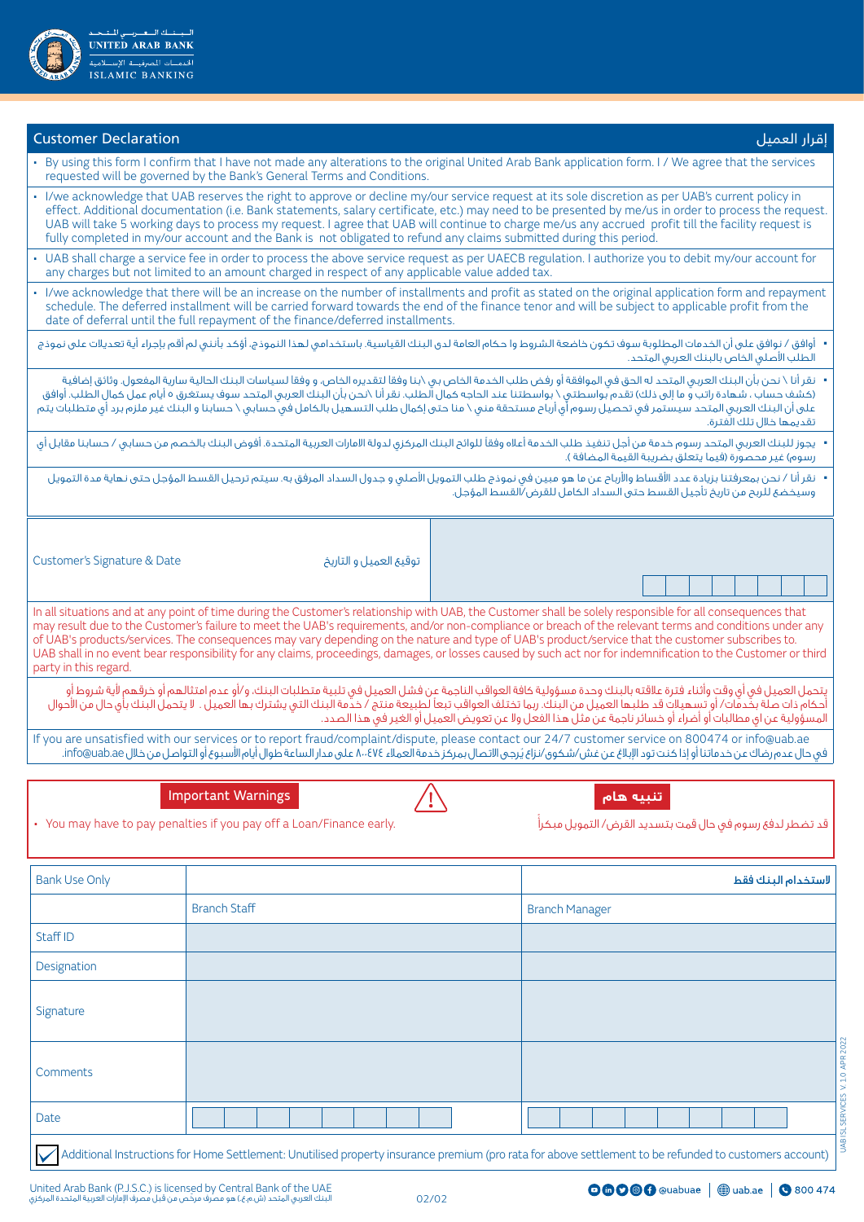UNITED ARAB BANK
ISLAMIC BANKING

## Customer Declaration | إقرار العميل

- By using this form I confirm that I have not made any alterations to the original United Arab Bank application form. I / We agree that the services requested will be governed by the Bank's General Terms and Conditions.
- I/we acknowledge that UAB reserves the right to approve or decline my/our service request at its sole discretion as per UAB's current policy in effect. Additional documentation (i.e. Bank statements, salary certificate, etc.) may need to be presented by me/us in order to process the request. UAB will take 5 working days to process my request. I agree that UAB will continue to charge me/us any accrued profit till the facility request is fully completed in my/our account and the Bank is not obligated to refund any claims submitted during this period.
- UAB shall charge a service fee in order to process the above service request as per UAECB regulation. I authorize you to debit my/our account for any charges but not limited to an amount charged in respect of any applicable value added tax.
- I/we acknowledge that there will be an increase on the number of installments and profit as stated on the original application form and repayment schedule. The deferred installment will be carried forward towards the end of the finance tenor and will be subject to applicable profit from the date of deferral until the full repayment of the finance/deferred installments.

- أوافق / نوافق على أن الخدمات المطلوبة سوف تكون خاضعة الشروط وا حكام العامة لدى البنك القياسية. باستخدامي لهذا النموذج، أؤكد بأنني لم أقم بإجراء أية تعديلات على نموذج الطلب الأصلي الخاص بالبنك العربي المتحد.
- نقر أنا \ نحن بأن البنك العربي المتحد له الحق في الموافقة أو رفض طلب الخدمة الخاص بي \بنا وفقا لتقديره الخاص، و وفقا لسياسات البنك الحالية سارية المفعول. وثائق إضافية (كشف حساب ، شهادة راتب و ما إلى ذلك) تقدم بواسطتي \ بواسطتنا عند الحاجه كمال الطلب. نقر أنا \نحن بأن البنك العربي المتحد سوف يستغرق ٥ أيام عمل كمال الطلب. أوافق على أن البنك العربي المتحد سيستمر في تحصيل رسوم أي أرباح مستحقة مني \ منا حتى إكمال طلب التسهيل بالكامل في حسابي \ حسابنا و البنك غير ملزم برد أي متطلبات يتم تقديمها خلال تلك الفترة.
- يجوز للبنك العربي المتحد رسوم خدمة من أجل تنفيذ طلب الخدمة أعلاه وفقاً للوائح البنك المركزي لدولة الامارات العربية المتحدة. أفوض البنك بالخصم من حسابي / حسابنا مقابل أي رسوم) غير محصورة (فيما يتعلق بضريبة القيمة المضافة ).
- نقر أنا / نحن بمعرفتنا بزيادة عدد الأقساط والأرباح عن ما هو مبين في نموذج طلب التمويل الأصلي و جدول السداد المرفق به. سيتم ترحيل القسط المؤجل حتى نهاية مدة التمويل وسيخضع للربح من تاريخ تأجيل القسط حتى السداد الكامل للقرض/القسط المؤجل.

| Customer's Signature & Date | توقيع العميل و التاريخ | |
|---|---|---|

In all situations and at any point of time during the Customer's relationship with UAB, the Customer shall be solely responsible for all consequences that may result due to the Customer's failure to meet the UAB's requirements, and/or non-compliance or breach of the relevant terms and conditions under any of UAB's products/services. The consequences may vary depending on the nature and type of UAB's product/service that the customer subscribes to. UAB shall in no event bear responsibility for any claims, proceedings, damages, or losses caused by such act nor for indemnification to the Customer or third party in this regard.

يتحمل العميل في أي وقت وأثناء فترة علاقته بالبنك وحده مسؤولية كافة العواقب الناجمة عن فشل العميل في تلبية متطلبات البنك، و/أو عدم امتثالهم أو خرقهم لأية شروط أو أحكام ذات صلة بخدمات/ أو تسهيلات قد طلبها العميل من البنك. ربما تختلف العواقب تبعاً لطبيعة منتج / خدمة البنك التي يشترك بها العميل . لا يتحمل البنك بأي حال من الأحوال المسؤولية عن اي مطالبات أو أضرار أو خسائر ناجمة عن مثل هذا الفعل ولا عن تعويض العميل أو الغير في هذا الصدد.

If you are unsatisfied with our services or to report fraud/complaint/dispute, please contact our 24/7 customer service on 800474 or info@uab.ae

في حال عدم رضاك عن خدماتنا أو إذا كنت تود الإبلاغ عن غش/شكوى/نزاع يُرجى الاتصال بمركز خدمة العملاء ٨٠٠٤٧٤ على مدار الساعة طوال أيام الأسبوع أو التواصل من خلال info@uab.ae.

**Important Warnings** | **تنبيه هام**

- You may have to pay penalties if you pay off a Loan/Finance early.

قد تضطر لدفع رسوم في حال قمت بتسديد القرض/ التمويل مبكراً

| Bank Use Only | | لاستخدام البنك فقط |
|---|---|---|
| | Branch Staff | Branch Manager |
| Staff ID | | |
| Designation | | |
| Signature | | |
| Comments | | |
| Date | | |

☑ Additional Instructions for Home Settlement: Unutilised property insurance premium (pro rata for above settlement to be refunded to customers account)

United Arab Bank (P.J.S.C.) is licensed by Central Bank of the UAE
البنك العربي المتحد (ش.م.ع.) هو مصرف مرخص من قبل مصرف الإمارات العربية المتحدة المركزي

@uabuae | uab.ae | 800 474

UAB ISL SERVICES V. 1.0 APR 2022